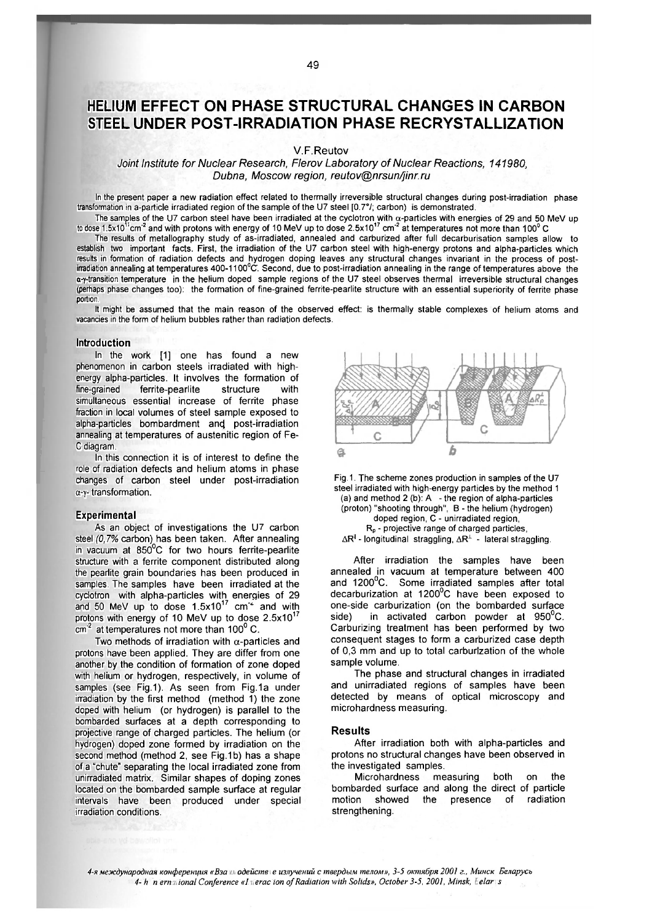# HELIUM EFFECT ON PHASE STRUCTURAL CHANGES IN CARBON STEEL UNDER POST-IRRADIATION PHASE RECRYSTALLIZATION

V.F.Reutov

*Joint Institute for Nuclear Research, Flerov Laboratory of Nuclear Reactions, 141980, Dubna, Moscow region, reutov@nrsun/jinr.ru*

In the present paper a new radiation effect related to thermally irreversible structural changes during post-irradiation phase transformation in a-particle irradiated region of the sample of the U7 steel [0.7%; carbon) is demonstrated.

The samples of the U7 carbon steel have been irradiated at the cyclotron with $\alpha$-particles with energies of 29 and 50 MeV up to dose $1.5\times10^{17}$ cm$^{-2}$ and with protons with energy of 10 MeV up to dose $2.5\times10^{17}$ cm$^{-2}$ at temperatures not more than $100^0$ C

The results of metallography study of as-irradiated, annealed and carburized after full decarburisation samples allow to establish two important facts. First, the irradiation of the U7 carbon steel with high-energy protons and alpha-particles which results in formation of radiation defects and hydrogen doping leaves any structural changes invariant in the process of post-irradiation annealing at temperatures 400-1100$^0$C. Second, due to post-irradiation annealing in the range of temperatures above the $\alpha$-$\gamma$-transition temperature in the helium doped sample regions of the U7 steel observes thermal irreversible structural changes (perhaps phase changes too): the formation of fine-grained ferrite-pearlite structure with an essential superiority of ferrite phase portion.

It might be assumed that the main reason of the observed effect: is thermally stable complexes of helium atoms and vacancies in the form of helium bubbles rather than radiation defects.

## Introduction

In the work [1] one has found a new phenomenon in carbon steels irradiated with high-energy alpha-particles. It involves the formation of fine-grained ferrite-pearlite structure with simultaneous essential increase of ferrite phase fraction in local volumes of steel sample exposed to alpha-particles bombardment and post-irradiation annealing at temperatures of austenitic region of Fe-C diagram.

In this connection it is of interest to define the role of radiation defects and helium atoms in phase changes of carbon steel under post-irradiation $\alpha$-$\gamma$- transformation.

## Experimental

As an object of investigations the U7 carbon steel (0,7% carbon) has been taken. After annealing in vacuum at $850^0$C for two hours ferrite-pearlite structure with a ferrite component distributed along the pearlite grain boundaries has been produced in samples. The samples have been irradiated at the cyclotron with alpha-particles with energies of 29 and 50 MeV up to dose $1.5\times10^{17}$ cm$^{-2}$ and with protons with energy of 10 MeV up to dose $2.5\times10^{17}$ cm$^{-2}$ at temperatures not more than $100^0$ C.

Two methods of irradiation with $\alpha$-particles and protons have been applied. They are differ from one another by the condition of formation of zone doped with helium or hydrogen, respectively, in volume of samples (see Fig.1). As seen from Fig.1a under irradiation by the first method (method 1) the zone doped with helium (or hydrogen) is parallel to the bombarded surfaces at a depth corresponding to projective range of charged particles. The helium (or hydrogen) doped zone formed by irradiation on the second method (method 2, see Fig.1b) has a shape of a "chute" separating the local irradiated zone from unirradiated matrix. Similar shapes of doping zones located on the bombarded sample surface at regular intervals have been produced under special irradiation conditions.

Fig.1. The scheme zones production in samples of the U7 steel irradiated with high-energy particles by the method 1 (a) and method 2 (b): A - the region of alpha-particles (proton) "shooting through", B - the helium (hydrogen) doped region, C - unirradiated region, $R_p$ - projective range of charged particles, $\Delta R^{\parallel}$ - longitudinal straggling, $\Delta R^{\perp}$ - lateral straggling.

After irradiation the samples have been annealed in vacuum at temperature between 400 and $1200^0$C. Some irradiated samples after total decarburization at $1200^0$C have been exposed to one-side carburization (on the bombarded surface side) in activated carbon powder at $950^0$C. Carburizing treatment has been performed by two consequent stages to form a carburized case depth of 0,3 mm and up to total carburization of the whole sample volume.

The phase and structural changes in irradiated and unirradiated regions of samples have been detected by means of optical microscopy and microhardness measuring.

## Results

After irradiation both with alpha-particles and protons no structural changes have been observed in the investigated samples.

Microhardness measuring both on the bombarded surface and along the direct of particle motion showed the presence of radiation strengthening.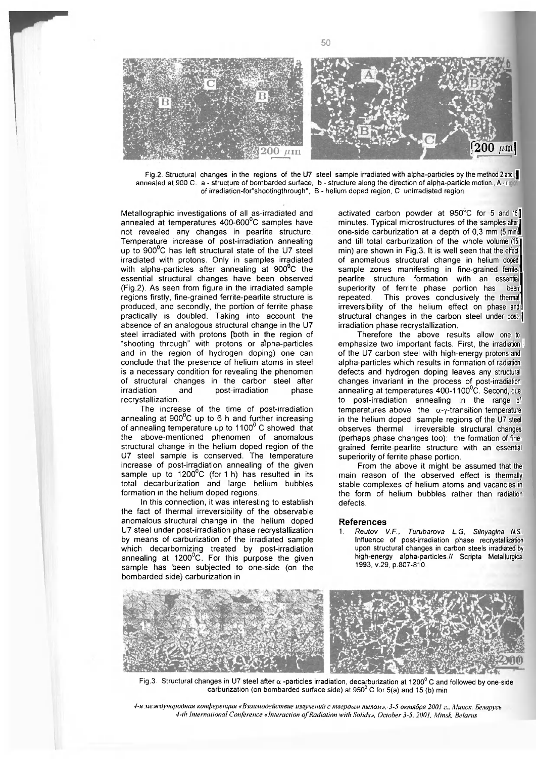Fig.2. Structural changes in the regions of the U7 steel sample irradiated with alpha-particles by the method 2 and annealed at 900 C. a - structure of bombarded surface, b - structure along the direction of alpha-particle motion., A - region of irradiation-for"shootingthrough", B - helium doped region, C unirradiated region.

Metallographic investigations of all as-irradiated and annealed at temperatures 400-600$^0$C samples have not revealed any changes in pearlite structure. Temperature increase of post-irradiation annealing up to 900$^0$C has left structural state of the U7 steel irradiated with protons. Only in samples irradiated with alpha-particles after annealing at 900$^0$C the essential structural changes have been observed (Fig.2). As seen from figure in the irradiated sample regions firstly, fine-grained ferrite-pearlite structure is produced, and secondly, the portion of ferrite phase practically is doubled. Taking into account the absence of an analogous structural change in the U7 steel irradiated with protons (both in the region of "shooting through" with protons or alpha-particles and in the region of hydrogen doping) one can conclude that the presence of helium atoms in steel is a necessary condition for revealing the phenomen of structural changes in the carbon steel after irradiation and post-irradiation phase recrystallization.

The increase of the time of post-irradiation annealing at 900$^0$C up to 6 h and further increasing of annealing temperature up to 1100$^0$ C showed that the above-mentioned phenomenon of anomalous structural change in the helium doped region of the U7 steel sample is conserved. The temperature increase of post-irradiation annealing of the given sample up to 1200$^0$C (for 1 h) has resulted in its total decarburization and large helium bubbles formation in the helium doped regions.

In this connection, it was interesting to establish the fact of thermal irreversibility of the observable anomalous structural change in the helium doped U7 steel under post-irradiation phase recrystallization by means of carburization of the irradiated sample which decarbornizing treated by post-irradiation annealing at 1200$^0$C. For this purpose the given sample has been subjected to one-side (on the bombarded side) carburization in activated carbon powder at 950$^0$C for 5 and 15 minutes. Typical microstructures of the samples after one-side carburization at a depth of 0,3 mm (5 min) and till total carburization of the whole volume (15 min) are shown in Fig.3. It is well seen that the effect of anomalous structural change in helium doped sample zones manifesting in fine-grained ferrite-pearlite structure formation with an essential superiority of ferrite phase portion has been repeated. This proves conclusively the thermal irreversibility of the helium effect on phase and structural changes in the carbon steel under post-irradiation phase recrystallization.

Therefore the above results allow one to emphasize two important facts. First, the irradiation of the U7 carbon steel with high-energy protons and alpha-particles which results in formation of radiation defects and hydrogen doping leaves any structural changes invariant in the process of post-irradiation annealing at temperatures 400-1100$^0$C. Second, due to post-irradiation annealing in the range of temperatures above the $\alpha$-$\gamma$-transition temperature in the helium doped sample regions of the U7 steel observes thermal irreversible structural changes (perhaps phase changes too): the formation of fine-grained ferrite-pearlite structure with an essential superiority of ferrite phase portion.

From the above it might be assumed that the main reason of the observed effect is thermally stable complexes of helium atoms and vacancies in the form of helium bubbles rather than radiation defects.

## References

1. *Reutov V.F., Turubarova L.G, Silnyagina N.S.* Influence of post-irradiation phase recrystallization upon structural changes in carbon steels irradiated by high-energy alpha-particles.// Scripta Metallurgica, 1993, v.29, p.807-810.

Fig.3. Structural changes in U7 steel after $\alpha$ -particles irradiation, decarburization at 1200$^0$ C and followed by one-side carburization (on bombarded surface side) at 950$^0$ C for 5(a) and 15 (b) min